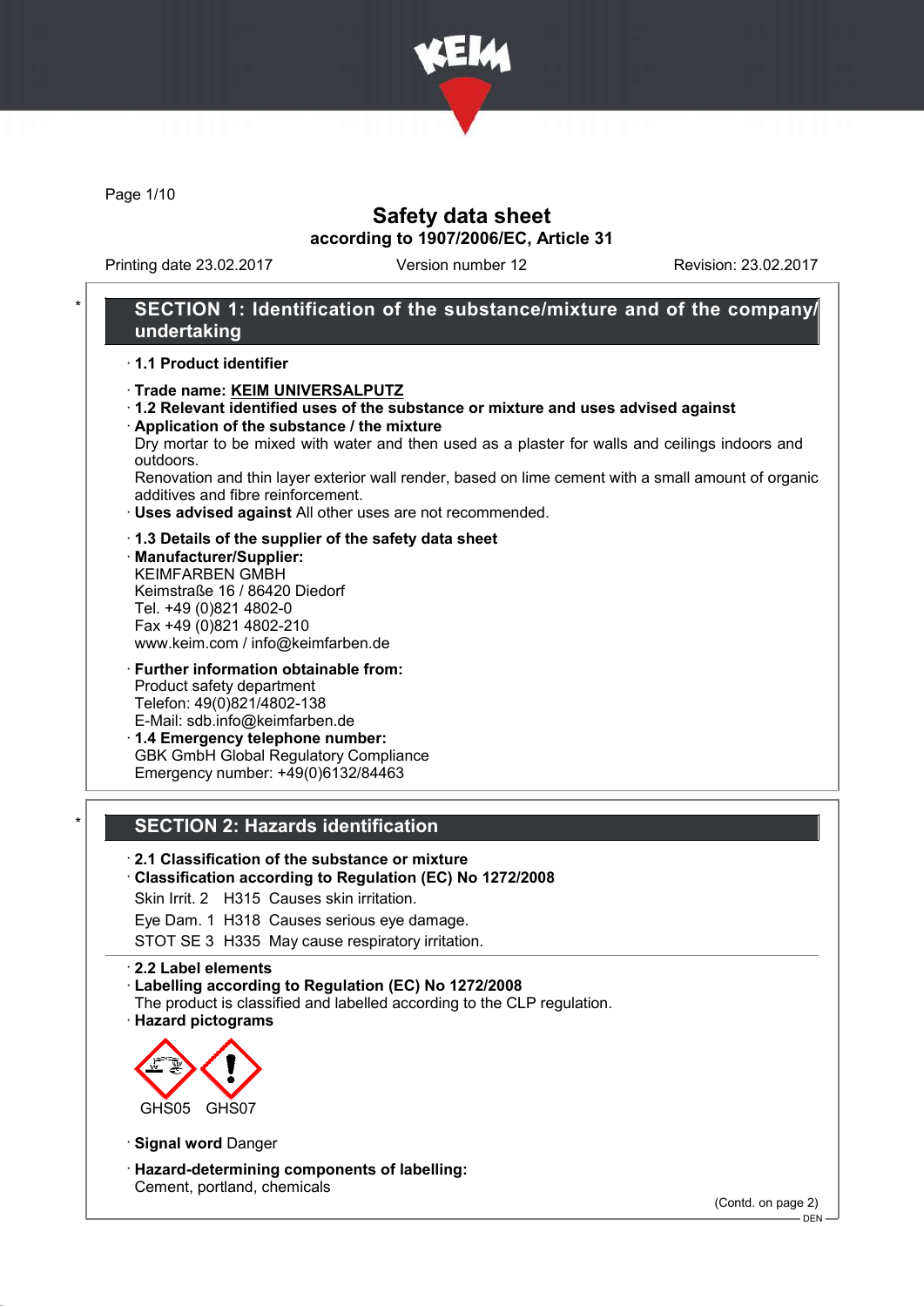# Safety data sheet

**according to 1907/2006/EC, Article 31**

Printing date 23.02.2017 | Version number 12 | Revision: 23.02.2017

## SECTION 1: Identification of the substance/mixture and of the company/undertaking

· **1.1 Product identifier**

· **Trade name: KEIM UNIVERSALPUTZ**

· **1.2 Relevant identified uses of the substance or mixture and uses advised against**

· **Application of the substance / the mixture**

Dry mortar to be mixed with water and then used as a plaster for walls and ceilings indoors and outdoors.

Renovation and thin layer exterior wall render, based on lime cement with a small amount of organic additives and fibre reinforcement.

· **Uses advised against** All other uses are not recommended.

· **1.3 Details of the supplier of the safety data sheet**

· **Manufacturer/Supplier:**

KEIMFARBEN GMBH
Keimstraße 16 / 86420 Diedorf
Tel. +49 (0)821 4802-0
Fax +49 (0)821 4802-210
www.keim.com / info@keimfarben.de

· **Further information obtainable from:**

Product safety department
Telefon: 49(0)821/4802-138
E-Mail: sdb.info@keimfarben.de

· **1.4 Emergency telephone number:**

GBK GmbH Global Regulatory Compliance
Emergency number: +49(0)6132/84463

## SECTION 2: Hazards identification

· **2.1 Classification of the substance or mixture**

· **Classification according to Regulation (EC) No 1272/2008**

Skin Irrit. 2 H315 Causes skin irritation.

Eye Dam. 1 H318 Causes serious eye damage.

STOT SE 3 H335 May cause respiratory irritation.

· **2.2 Label elements**

· **Labelling according to Regulation (EC) No 1272/2008**

The product is classified and labelled according to the CLP regulation.

· **Hazard pictograms**

GHS05 GHS07

· **Signal word** Danger

· **Hazard-determining components of labelling:**

Cement, portland, chemicals

(Contd. on page 2)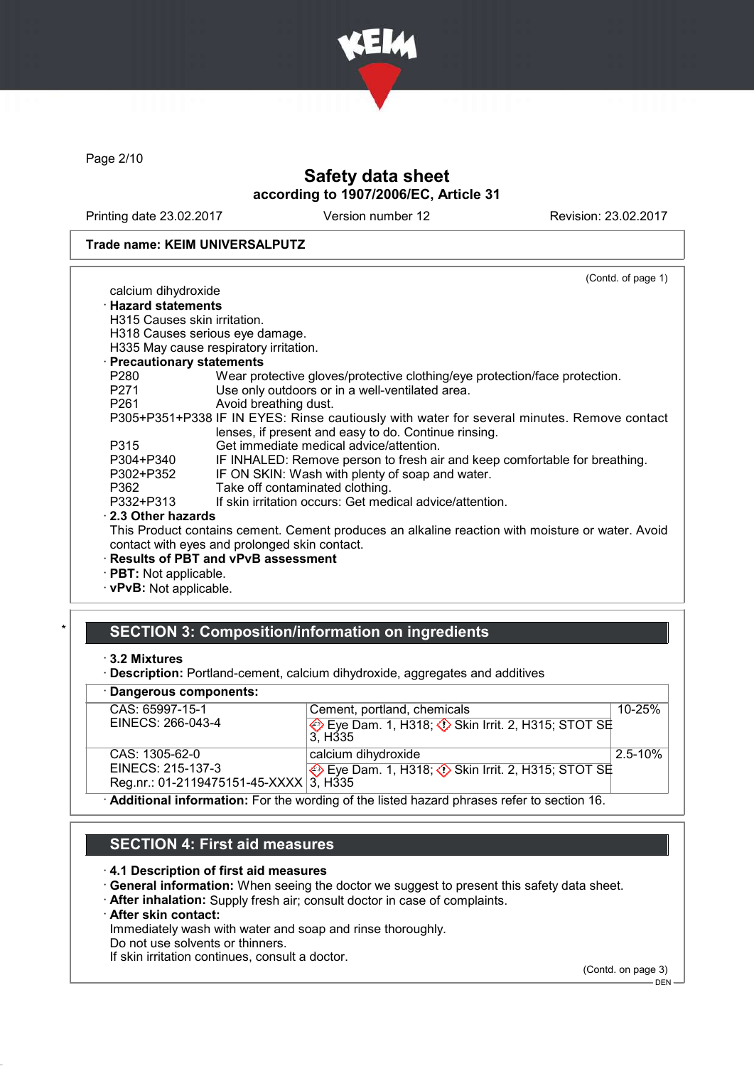**Trade name: KEIM UNIVERSALPUTZ**

(Contd. of page 1)

calcium dihydroxide

· **Hazard statements**

H315 Causes skin irritation.
H318 Causes serious eye damage.
H335 May cause respiratory irritation.

· **Precautionary statements**

| | |
|---|---|
| P280 | Wear protective gloves/protective clothing/eye protection/face protection. |
| P271 | Use only outdoors or in a well-ventilated area. |
| P261 | Avoid breathing dust. |
| P305+P351+P338 | IF IN EYES: Rinse cautiously with water for several minutes. Remove contact lenses, if present and easy to do. Continue rinsing. |
| P315 | Get immediate medical advice/attention. |
| P304+P340 | IF INHALED: Remove person to fresh air and keep comfortable for breathing. |
| P302+P352 | IF ON SKIN: Wash with plenty of soap and water. |
| P362 | Take off contaminated clothing. |
| P332+P313 | If skin irritation occurs: Get medical advice/attention. |

· **2.3 Other hazards**

This Product contains cement. Cement produces an alkaline reaction with moisture or water. Avoid contact with eyes and prolonged skin contact.

· **Results of PBT and vPvB assessment**
· **PBT:** Not applicable.
· **vPvB:** Not applicable.

## SECTION 3: Composition/information on ingredients

· **3.2 Mixtures**
· **Description:** Portland-cement, calcium dihydroxide, aggregates and additives

· **Dangerous components:**

| | | |
|---|---|---|
| CAS: 65997-15-1<br>EINECS: 266-043-4 | Cement, portland, chemicals<br>Eye Dam. 1, H318; Skin Irrit. 2, H315; STOT SE 3, H335 | 10-25% |
| CAS: 1305-62-0<br>EINECS: 215-137-3<br>Reg.nr.: 01-2119475151-45-XXXX | calcium dihydroxide<br>Eye Dam. 1, H318; Skin Irrit. 2, H315; STOT SE 3, H335 | 2.5-10% |

· **Additional information:** For the wording of the listed hazard phrases refer to section 16.

## SECTION 4: First aid measures

· **4.1 Description of first aid measures**
· **General information:** When seeing the doctor we suggest to present this safety data sheet.
· **After inhalation:** Supply fresh air; consult doctor in case of complaints.
· **After skin contact:**

Immediately wash with water and soap and rinse thoroughly.
Do not use solvents or thinners.
If skin irritation continues, consult a doctor.

(Contd. on page 3)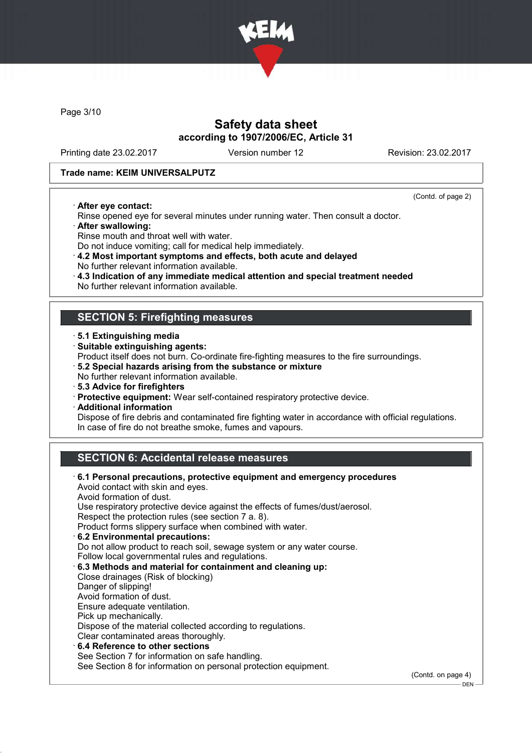(Contd. of page 2)

· **After eye contact:**
Rinse opened eye for several minutes under running water. Then consult a doctor.
· **After swallowing:**
Rinse mouth and throat well with water.
Do not induce vomiting; call for medical help immediately.
· **4.2 Most important symptoms and effects, both acute and delayed**
No further relevant information available.
· **4.3 Indication of any immediate medical attention and special treatment needed**
No further relevant information available.

## SECTION 5: Firefighting measures

· **5.1 Extinguishing media**
· **Suitable extinguishing agents:**
Product itself does not burn. Co-ordinate fire-fighting measures to the fire surroundings.
· **5.2 Special hazards arising from the substance or mixture**
No further relevant information available.
· **5.3 Advice for firefighters**
· **Protective equipment:** Wear self-contained respiratory protective device.
· **Additional information**
Dispose of fire debris and contaminated fire fighting water in accordance with official regulations.
In case of fire do not breathe smoke, fumes and vapours.

## SECTION 6: Accidental release measures

· **6.1 Personal precautions, protective equipment and emergency procedures**
Avoid contact with skin and eyes.
Avoid formation of dust.
Use respiratory protective device against the effects of fumes/dust/aerosol.
Respect the protection rules (see section 7 a. 8).
Product forms slippery surface when combined with water.
· **6.2 Environmental precautions:**
Do not allow product to reach soil, sewage system or any water course.
Follow local governmental rules and regulations.
· **6.3 Methods and material for containment and cleaning up:**
Close drainages (Risk of blocking)
Danger of slipping!
Avoid formation of dust.
Ensure adequate ventilation.
Pick up mechanically.
Dispose of the material collected according to regulations.
Clear contaminated areas thoroughly.
· **6.4 Reference to other sections**
See Section 7 for information on safe handling.
See Section 8 for information on personal protection equipment.

(Contd. on page 4)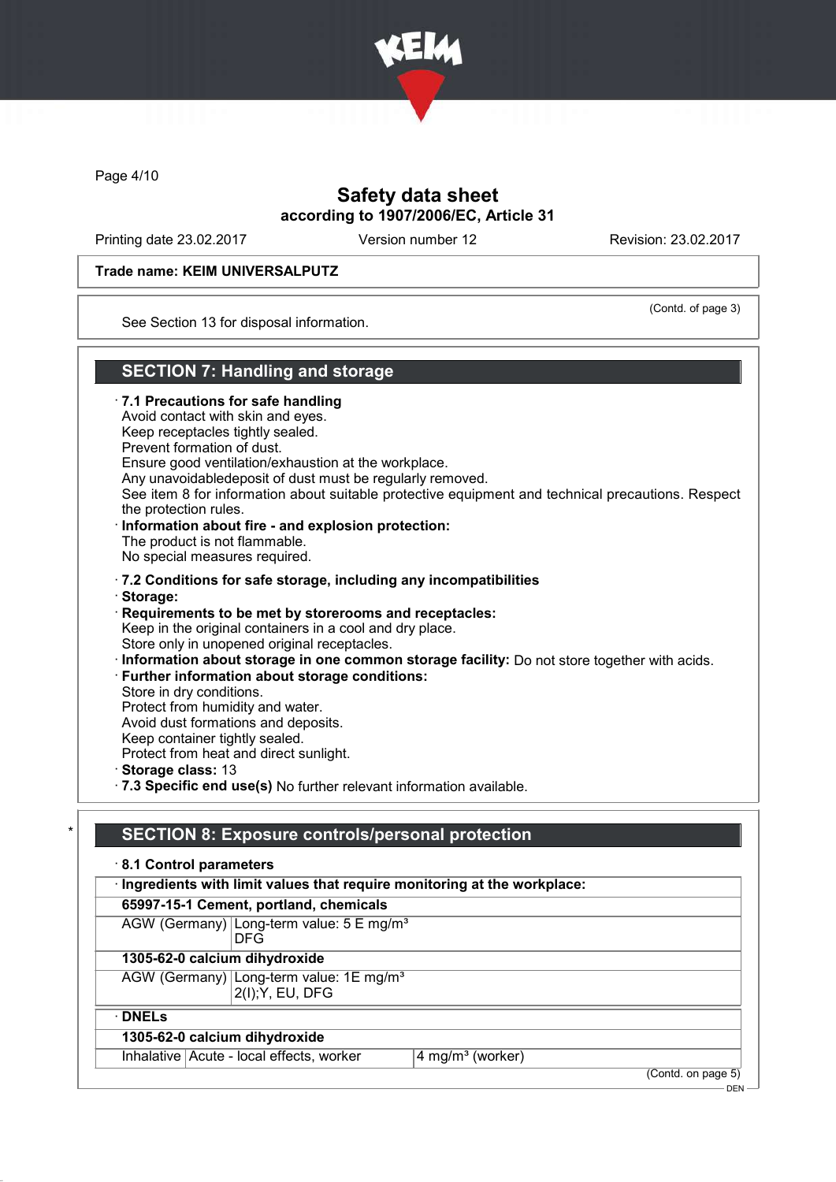Trade name: KEIM UNIVERSALPUTZ

(Contd. of page 3)

See Section 13 for disposal information.

## SECTION 7: Handling and storage

· **7.1 Precautions for safe handling**
Avoid contact with skin and eyes.
Keep receptacles tightly sealed.
Prevent formation of dust.
Ensure good ventilation/exhaustion at the workplace.
Any unavoidabledeposit of dust must be regularly removed.
See item 8 for information about suitable protective equipment and technical precautions. Respect the protection rules.

· **Information about fire - and explosion protection:**
The product is not flammable.
No special measures required.

· **7.2 Conditions for safe storage, including any incompatibilities**

· **Storage:**

· **Requirements to be met by storerooms and receptacles:**
Keep in the original containers in a cool and dry place.
Store only in unopened original receptacles.

· **Information about storage in one common storage facility:** Do not store together with acids.

· **Further information about storage conditions:**
Store in dry conditions.
Protect from humidity and water.
Avoid dust formations and deposits.
Keep container tightly sealed.
Protect from heat and direct sunlight.

· **Storage class:** 13

· **7.3 Specific end use(s)** No further relevant information available.

## * SECTION 8: Exposure controls/personal protection

· **8.1 Control parameters**

| · **Ingredients with limit values that require monitoring at the workplace:** | |
|---|---|
| **65997-15-1 Cement, portland, chemicals** | |
| AGW (Germany) | Long-term value: 5 E mg/m³<br>DFG |
| **1305-62-0 calcium dihydroxide** | |
| AGW (Germany) | Long-term value: 1E mg/m³<br>2(I);Y, EU, DFG |

| · **DNELs** | | |
|---|---|---|
| **1305-62-0 calcium dihydroxide** | | |
| Inhalative | Acute - local effects, worker | 4 mg/m³ (worker) |

(Contd. on page 5)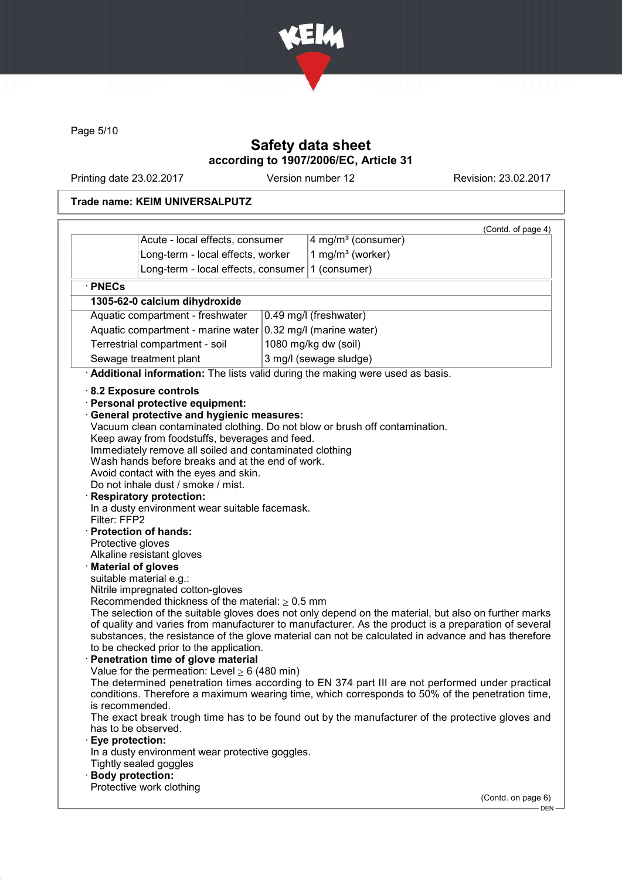## Safety data sheet
### according to 1907/2006/EC, Article 31

Printing date 23.02.2017 | Version number 12 | Revision: 23.02.2017

**Trade name: KEIM UNIVERSALPUTZ**

(Contd. of page 4)

| | | |
|---|---|---|
| | Acute - local effects, consumer | 4 mg/m³ (consumer) |
| | Long-term - local effects, worker | 1 mg/m³ (worker) |
| | Long-term - local effects, consumer | 1 (consumer) |

· **PNECs**

| **1305-62-0 calcium dihydroxide** | |
|---|---|
| Aquatic compartment - freshwater | 0.49 mg/l (freshwater) |
| Aquatic compartment - marine water | 0.32 mg/l (marine water) |
| Terrestrial compartment - soil | 1080 mg/kg dw (soil) |
| Sewage treatment plant | 3 mg/l (sewage sludge) |

· **Additional information:** The lists valid during the making were used as basis.

· **8.2 Exposure controls**
· **Personal protective equipment:**
· **General protective and hygienic measures:**
Vacuum clean contaminated clothing. Do not blow or brush off contamination.
Keep away from foodstuffs, beverages and feed.
Immediately remove all soiled and contaminated clothing
Wash hands before breaks and at the end of work.
Avoid contact with the eyes and skin.
Do not inhale dust / smoke / mist.
· **Respiratory protection:**
In a dusty environment wear suitable facemask.
Filter: FFP2
· **Protection of hands:**
Protective gloves
Alkaline resistant gloves
· **Material of gloves**
suitable material e.g.:
Nitrile impregnated cotton-gloves
Recommended thickness of the material: ≥ 0.5 mm
The selection of the suitable gloves does not only depend on the material, but also on further marks of quality and varies from manufacturer to manufacturer. As the product is a preparation of several substances, the resistance of the glove material can not be calculated in advance and has therefore to be checked prior to the application.
· **Penetration time of glove material**
Value for the permeation: Level ≥ 6 (480 min)
The determined penetration times according to EN 374 part III are not performed under practical conditions. Therefore a maximum wearing time, which corresponds to 50% of the penetration time, is recommended.
The exact break trough time has to be found out by the manufacturer of the protective gloves and has to be observed.
· **Eye protection:**
In a dusty environment wear protective goggles.
Tightly sealed goggles
· **Body protection:**
Protective work clothing

(Contd. on page 6)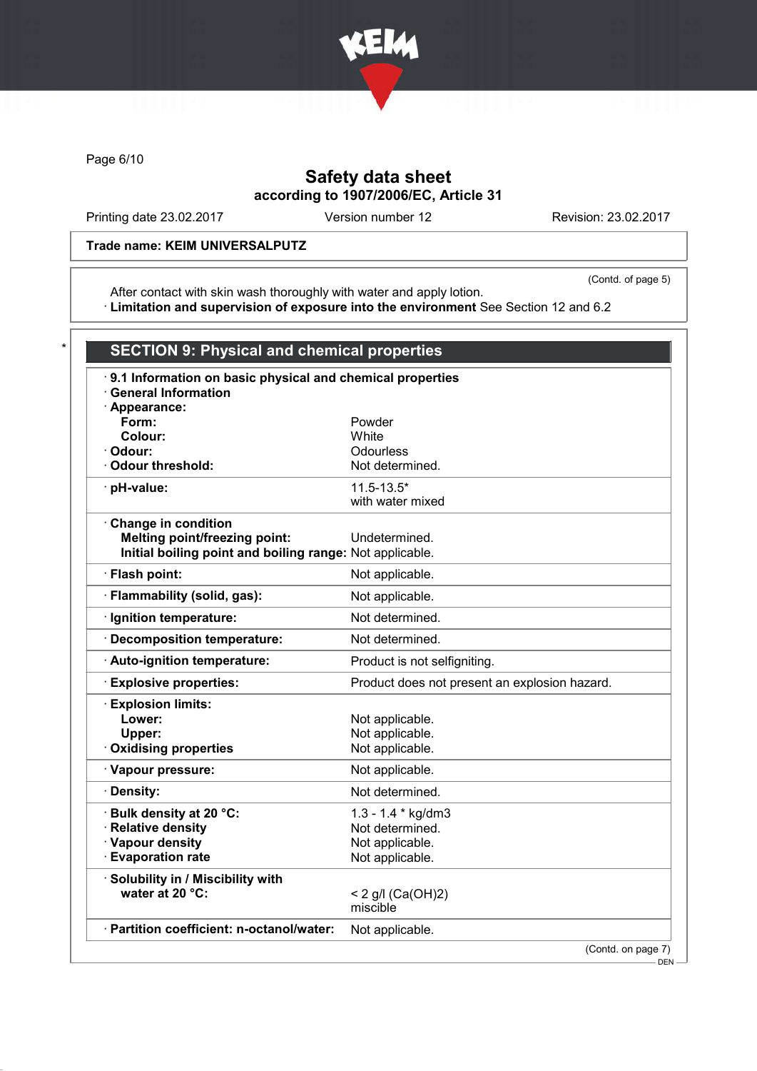Trade name: KEIM UNIVERSALPUTZ

(Contd. of page 5)

After contact with skin wash thoroughly with water and apply lotion.
· **Limitation and supervision of exposure into the environment** See Section 12 and 6.2

## SECTION 9: Physical and chemical properties

· **9.1 Information on basic physical and chemical properties**
· **General Information**

| Property | Value |
|---|---|
| · **Appearance:** | |
| **Form:** | Powder |
| **Colour:** | White |
| · **Odour:** | Odourless |
| · **Odour threshold:** | Not determined. |
| · **pH-value:** | 11.5-13.5* with water mixed |
| · **Change in condition** | |
| **Melting point/freezing point:** | Undetermined. |
| **Initial boiling point and boiling range:** | Not applicable. |
| · **Flash point:** | Not applicable. |
| · **Flammability (solid, gas):** | Not applicable. |
| · **Ignition temperature:** | Not determined. |
| · **Decomposition temperature:** | Not determined. |
| · **Auto-ignition temperature:** | Product is not selfigniting. |
| · **Explosive properties:** | Product does not present an explosion hazard. |
| · **Explosion limits:** | |
| **Lower:** | Not applicable. |
| **Upper:** | Not applicable. |
| · **Oxidising properties** | Not applicable. |
| · **Vapour pressure:** | Not applicable. |
| · **Density:** | Not determined. |
| · **Bulk density at 20 °C:** | 1.3 - 1.4 * kg/dm3 |
| · **Relative density** | Not determined. |
| · **Vapour density** | Not applicable. |
| · **Evaporation rate** | Not applicable. |
| · **Solubility in / Miscibility with water at 20 °C:** | < 2 g/l ($Ca(OH)_2$) miscible |
| · **Partition coefficient: n-octanol/water:** | Not applicable. |

(Contd. on page 7)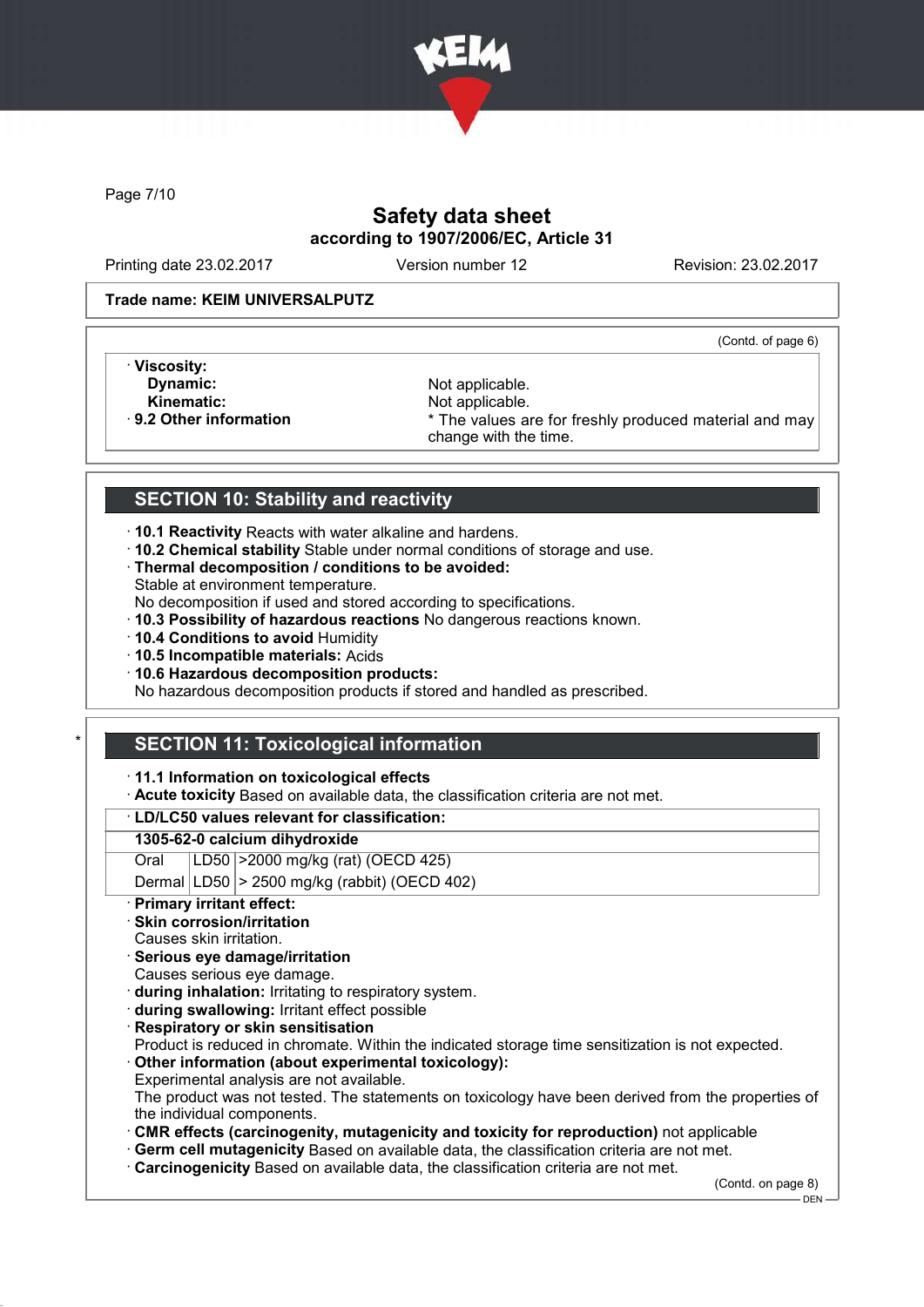## Safety data sheet
### according to 1907/2006/EC, Article 31

Printing date 23.02.2017 | Version number 12 | Revision: 23.02.2017

**Trade name: KEIM UNIVERSALPUTZ**

(Contd. of page 6)

· **Viscosity:**
  **Dynamic:** Not applicable.
  **Kinematic:** Not applicable.
· **9.2 Other information** * The values are for freshly produced material and may change with the time.

## SECTION 10: Stability and reactivity

· **10.1 Reactivity** Reacts with water alkaline and hardens.
· **10.2 Chemical stability** Stable under normal conditions of storage and use.
· **Thermal decomposition / conditions to be avoided:**
Stable at environment temperature.
No decomposition if used and stored according to specifications.
· **10.3 Possibility of hazardous reactions** No dangerous reactions known.
· **10.4 Conditions to avoid** Humidity
· **10.5 Incompatible materials:** Acids
· **10.6 Hazardous decomposition products:**
No hazardous decomposition products if stored and handled as prescribed.

## * SECTION 11: Toxicological information

· **11.1 Information on toxicological effects**
· **Acute toxicity** Based on available data, the classification criteria are not met.

| · **LD/LC50 values relevant for classification:** | | |
|---|---|---|
| **1305-62-0 calcium dihydroxide** | | |
| Oral | LD50 | >2000 mg/kg (rat) (OECD 425) |
| Dermal | LD50 | > 2500 mg/kg (rabbit) (OECD 402) |

· **Primary irritant effect:**
· **Skin corrosion/irritation**
Causes skin irritation.
· **Serious eye damage/irritation**
Causes serious eye damage.
· **during inhalation:** Irritating to respiratory system.
· **during swallowing:** Irritant effect possible
· **Respiratory or skin sensitisation**
Product is reduced in chromate. Within the indicated storage time sensitization is not expected.
· **Other information (about experimental toxicology):**
Experimental analysis are not available.
The product was not tested. The statements on toxicology have been derived from the properties of the individual components.
· **CMR effects (carcinogenity, mutagenicity and toxicity for reproduction)** not applicable
· **Germ cell mutagenicity** Based on available data, the classification criteria are not met.
· **Carcinogenicity** Based on available data, the classification criteria are not met.

(Contd. on page 8)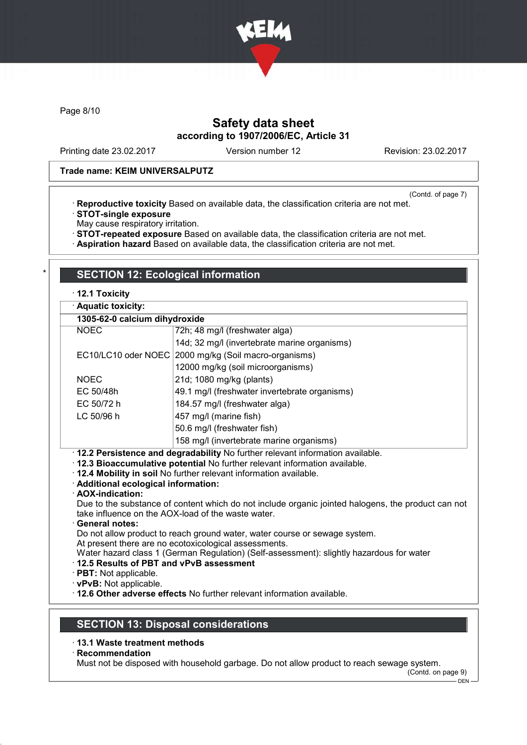Trade name: KEIM UNIVERSALPUTZ

(Contd. of page 7)

· **Reproductive toxicity** Based on available data, the classification criteria are not met.
· **STOT-single exposure**
May cause respiratory irritation.
· **STOT-repeated exposure** Based on available data, the classification criteria are not met.
· **Aspiration hazard** Based on available data, the classification criteria are not met.

## SECTION 12: Ecological information

· **12.1 Toxicity**

· **Aquatic toxicity:**

| **1305-62-0 calcium dihydroxide** | |
|---|---|
| NOEC | 72h; 48 mg/l (freshwater alga) |
| | 14d; 32 mg/l (invertebrate marine organisms) |
| EC10/LC10 oder NOEC | 2000 mg/kg (Soil macro-organisms) |
| | 12000 mg/kg (soil microorganisms) |
| NOEC | 21d; 1080 mg/kg (plants) |
| EC 50/48h | 49.1 mg/l (freshwater invertebrate organisms) |
| EC 50/72 h | 184.57 mg/l (freshwater alga) |
| LC 50/96 h | 457 mg/l (marine fish) |
| | 50.6 mg/l (freshwater fish) |
| | 158 mg/l (invertebrate marine organisms) |

· **12.2 Persistence and degradability** No further relevant information available.
· **12.3 Bioaccumulative potential** No further relevant information available.
· **12.4 Mobility in soil** No further relevant information available.
· **Additional ecological information:**
· **AOX-indication:**
Due to the substance of content which do not include organic jointed halogens, the product can not take influence on the AOX-load of the waste water.
· **General notes:**
Do not allow product to reach ground water, water course or sewage system.
At present there are no ecotoxicological assessments.
Water hazard class 1 (German Regulation) (Self-assessment): slightly hazardous for water
· **12.5 Results of PBT and vPvB assessment**
· **PBT:** Not applicable.
· **vPvB:** Not applicable.
· **12.6 Other adverse effects** No further relevant information available.

## SECTION 13: Disposal considerations

· **13.1 Waste treatment methods**
· **Recommendation**
Must not be disposed with household garbage. Do not allow product to reach sewage system.

(Contd. on page 9)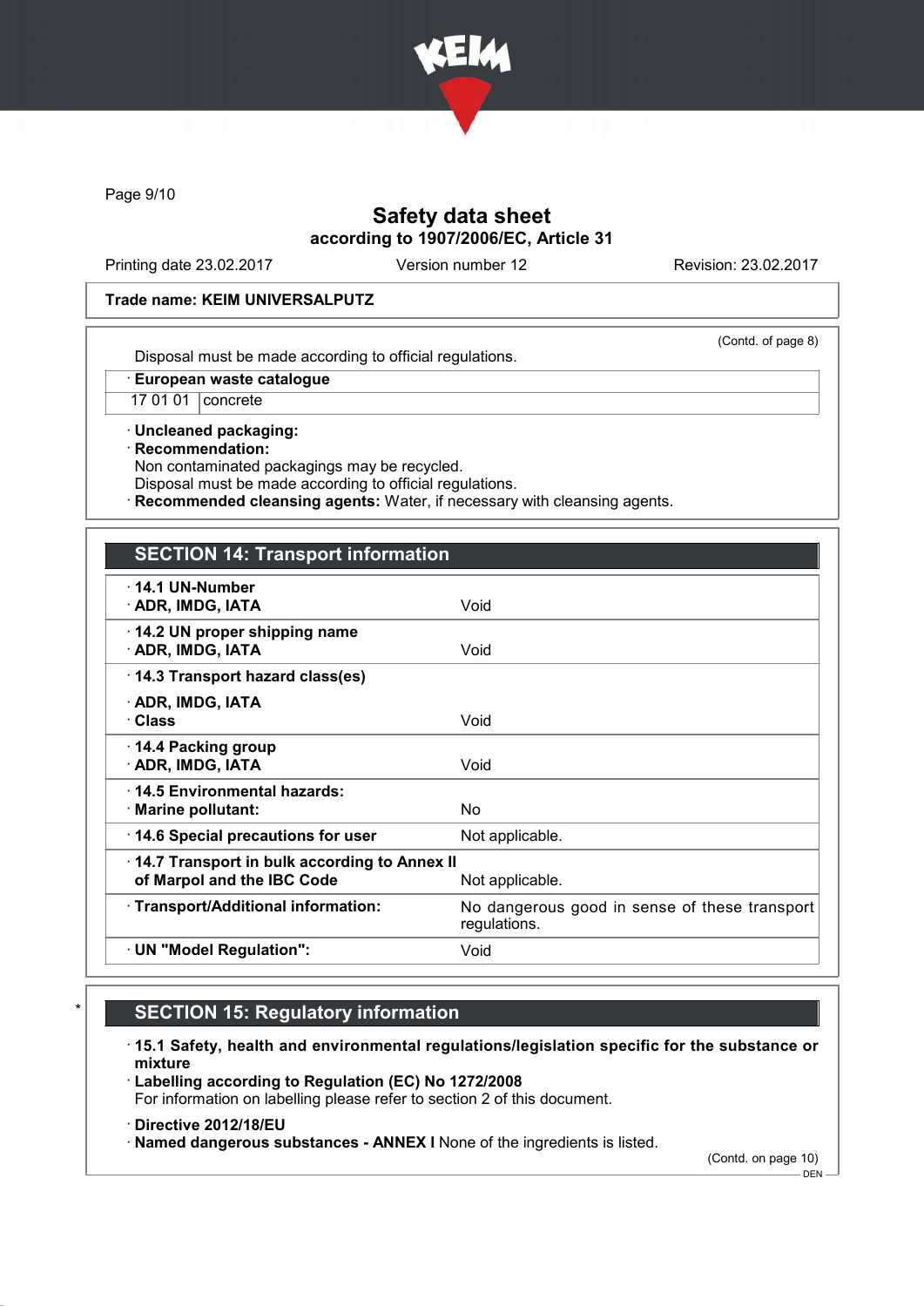Safety data sheet
according to 1907/2006/EC, Article 31

Printing date 23.02.2017 | Version number 12 | Revision: 23.02.2017

**Trade name: KEIM UNIVERSALPUTZ**

(Contd. of page 8)

Disposal must be made according to official regulations.

· **European waste catalogue**

| | |
|---|---|
| 17 01 01 | concrete |

· **Uncleaned packaging:**
· **Recommendation:**
Non contaminated packagings may be recycled.
Disposal must be made according to official regulations.
· **Recommended cleansing agents:** Water, if necessary with cleansing agents.

## SECTION 14: Transport information

| | |
|---|---|
| · **14.1 UN-Number**<br>· **ADR, IMDG, IATA** | Void |
| · **14.2 UN proper shipping name**<br>· **ADR, IMDG, IATA** | Void |
| · **14.3 Transport hazard class(es)**<br>· **ADR, IMDG, IATA**<br>· **Class** | Void |
| · **14.4 Packing group**<br>· **ADR, IMDG, IATA** | Void |
| · **14.5 Environmental hazards:**<br>· **Marine pollutant:** | No |
| · **14.6 Special precautions for user** | Not applicable. |
| · **14.7 Transport in bulk according to Annex II of Marpol and the IBC Code** | Not applicable. |
| · **Transport/Additional information:** | No dangerous good in sense of these transport regulations. |
| · **UN "Model Regulation":** | Void |

## SECTION 15: Regulatory information

· **15.1 Safety, health and environmental regulations/legislation specific for the substance or mixture**
· **Labelling according to Regulation (EC) No 1272/2008**
For information on labelling please refer to section 2 of this document.

· **Directive 2012/18/EU**
· **Named dangerous substances - ANNEX I** None of the ingredients is listed.

(Contd. on page 10)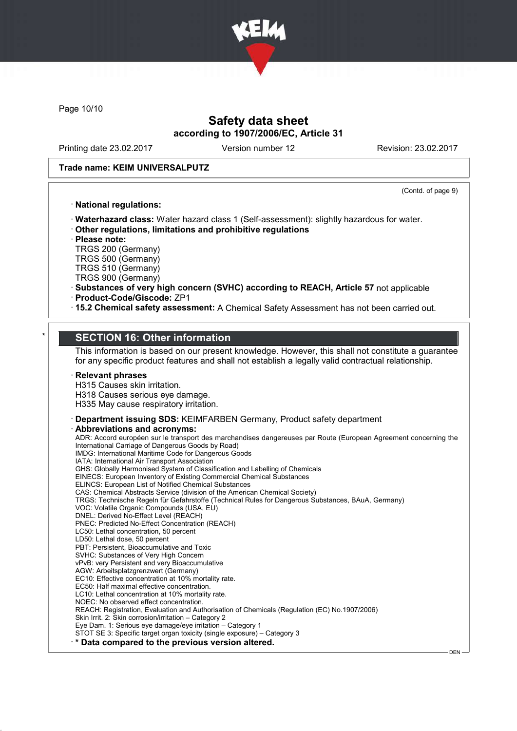Safety data sheet
according to 1907/2006/EC, Article 31

Printing date 23.02.2017 | Version number 12 | Revision: 23.02.2017

**Trade name: KEIM UNIVERSALPUTZ**

(Contd. of page 9)

· **National regulations:**

· **Waterhazard class:** Water hazard class 1 (Self-assessment): slightly hazardous for water.
· **Other regulations, limitations and prohibitive regulations**
· **Please note:**
TRGS 200 (Germany)
TRGS 500 (Germany)
TRGS 510 (Germany)
TRGS 900 (Germany)
· **Substances of very high concern (SVHC) according to REACH, Article 57** not applicable
· **Product-Code/Giscode:** ZP1
· **15.2 Chemical safety assessment:** A Chemical Safety Assessment has not been carried out.

## * SECTION 16: Other information

This information is based on our present knowledge. However, this shall not constitute a guarantee for any specific product features and shall not establish a legally valid contractual relationship.

· **Relevant phrases**
H315 Causes skin irritation.
H318 Causes serious eye damage.
H335 May cause respiratory irritation.

· **Department issuing SDS:** KEIMFARBEN Germany, Product safety department
· **Abbreviations and acronyms:**
ADR: Accord européen sur le transport des marchandises dangereuses par Route (European Agreement concerning the International Carriage of Dangerous Goods by Road)
IMDG: International Maritime Code for Dangerous Goods
IATA: International Air Transport Association
GHS: Globally Harmonised System of Classification and Labelling of Chemicals
EINECS: European Inventory of Existing Commercial Chemical Substances
ELINCS: European List of Notified Chemical Substances
CAS: Chemical Abstracts Service (division of the American Chemical Society)
TRGS: Technische Regeln für Gefahrstoffe (Technical Rules for Dangerous Substances, BAuA, Germany)
VOC: Volatile Organic Compounds (USA, EU)
DNEL: Derived No-Effect Level (REACH)
PNEC: Predicted No-Effect Concentration (REACH)
LC50: Lethal concentration, 50 percent
LD50: Lethal dose, 50 percent
PBT: Persistent, Bioaccumulative and Toxic
SVHC: Substances of Very High Concern
vPvB: very Persistent and very Bioaccumulative
AGW: Arbeitsplatzgrenzwert (Germany)
EC10: Effective concentration at 10% mortality rate.
EC50: Half maximal effective concentration.
LC10: Lethal concentration at 10% mortality rate.
NOEC: No observed effect concentration.
REACH: Registration, Evaluation and Authorisation of Chemicals (Regulation (EC) No.1907/2006)
Skin Irrit. 2: Skin corrosion/irritation – Category 2
Eye Dam. 1: Serious eye damage/eye irritation – Category 1
STOT SE 3: Specific target organ toxicity (single exposure) – Category 3
· **\* Data compared to the previous version altered.**